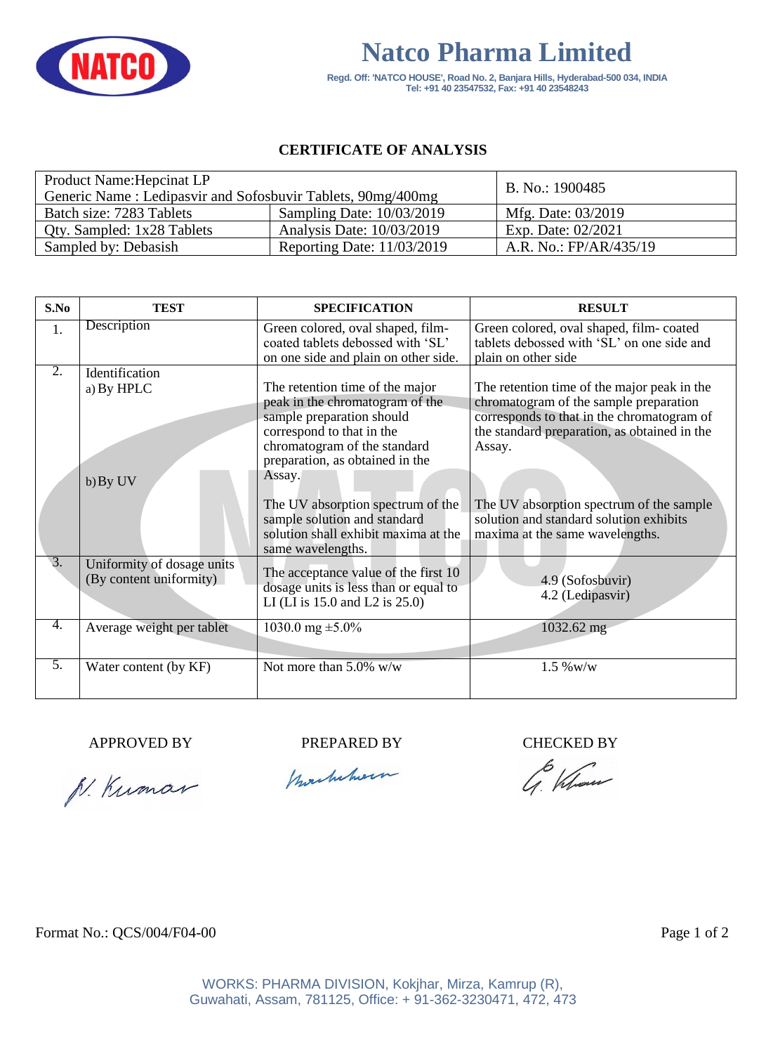# Natco Pharma Limited

Regd. Off: 'NATCO HOUSE', Road No. 2, Banjara Hills, Hyderabad-500 034, INDIA
Tel: +91 40 23547532, Fax: +91 40 23548243

## CERTIFICATE OF ANALYSIS

| | | |
|---|---|---|
| Product Name:Hepcinat LP<br>Generic Name : Ledipasvir and Sofosbuvir Tablets, 90mg/400mg | | B. No.: 1900485 |
| Batch size: 7283 Tablets | Sampling Date: 10/03/2019 | Mfg. Date: 03/2019 |
| Qty. Sampled: 1x28 Tablets | Analysis Date: 10/03/2019 | Exp. Date: 02/2021 |
| Sampled by: Debasish | Reporting Date: 11/03/2019 | A.R. No.: FP/AR/435/19 |

| S.No | TEST | SPECIFICATION | RESULT |
|---|---|---|---|
| 1. | Description | Green colored, oval shaped, film-coated tablets debossed with 'SL' on one side and plain on other side. | Green colored, oval shaped, film- coated tablets debossed with 'SL' on one side and plain on other side |
| 2. | Identification<br>a) By HPLC | The retention time of the major peak in the chromatogram of the sample preparation should correspond to that in the chromatogram of the standard preparation, as obtained in the Assay. | The retention time of the major peak in the chromatogram of the sample preparation corresponds to that in the chromatogram of the standard preparation, as obtained in the Assay. |
| | b) By UV | The UV absorption spectrum of the sample solution and standard solution shall exhibit maxima at the same wavelengths. | The UV absorption spectrum of the sample solution and standard solution exhibits maxima at the same wavelengths. |
| 3. | Uniformity of dosage units (By content uniformity) | The acceptance value of the first 10 dosage units is less than or equal to LI (LI is 15.0 and L2 is 25.0) | 4.9 (Sofosbuvir)<br>4.2 (Ledipasvir) |
| 4. | Average weight per tablet | 1030.0 mg ±5.0% | 1032.62 mg |
| 5. | Water content (by KF) | Not more than 5.0% w/w | 1.5 %w/w |

| APPROVED BY | PREPARED BY | CHECKED BY |
|---|---|---|
| N. Kumar | *(signature)* | *(signature)* |

Format No.: QCS/004/F04-00

WORKS: PHARMA DIVISION, Kokjhar, Mirza, Kamrup (R), Guwahati, Assam, 781125, Office: + 91-362-3230471, 472, 473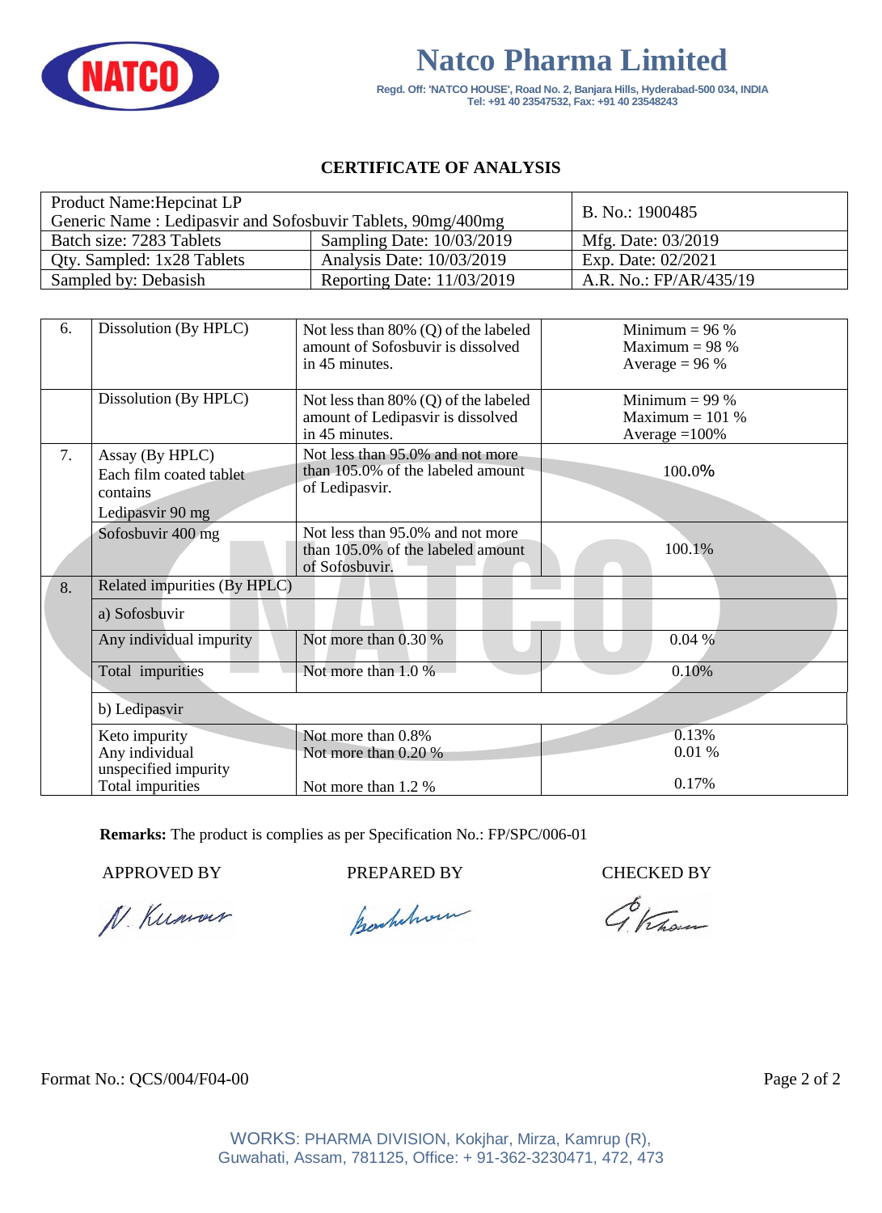# Natco Pharma Limited

Regd. Off: 'NATCO HOUSE', Road No. 2, Banjara Hills, Hyderabad-500 034, INDIA
Tel: +91 40 23547532, Fax: +91 40 23548243

## CERTIFICATE OF ANALYSIS

| | | |
|---|---|---|
| Product Name:Hepcinat LP<br>Generic Name : Ledipasvir and Sofosbuvir Tablets, 90mg/400mg | | B. No.: 1900485 |
| Batch size: 7283 Tablets | Sampling Date: 10/03/2019 | Mfg. Date: 03/2019 |
| Qty. Sampled: 1x28 Tablets | Analysis Date: 10/03/2019 | Exp. Date: 02/2021 |
| Sampled by: Debasish | Reporting Date: 11/03/2019 | A.R. No.: FP/AR/435/19 |

| | | | |
|---|---|---|---|
| 6. | Dissolution (By HPLC) | Not less than 80% (Q) of the labeled amount of Sofosbuvir is dissolved in 45 minutes. | Minimum = 96 %<br>Maximum = 98 %<br>Average = 96 % |
| | Dissolution (By HPLC) | Not less than 80% (Q) of the labeled amount of Ledipasvir is dissolved in 45 minutes. | Minimum = 99 %<br>Maximum = 101 %<br>Average =100% |
| 7. | Assay (By HPLC)<br>Each film coated tablet contains<br>Ledipasvir 90 mg | Not less than 95.0% and not more than 105.0% of the labeled amount of Ledipasvir. | 100.0% |
| | Sofosbuvir 400 mg | Not less than 95.0% and not more than 105.0% of the labeled amount of Sofosbuvir. | 100.1% |
| 8. | Related impurities (By HPLC) | | |
| | a) Sofosbuvir | | |
| | Any individual impurity | Not more than 0.30 % | 0.04 % |
| | Total impurities | Not more than 1.0 % | 0.10% |
| | b) Ledipasvir | | |
| | Keto impurity<br>Any individual unspecified impurity<br>Total impurities | Not more than 0.8%<br>Not more than 0.20 %<br>Not more than 1.2 % | 0.13%<br>0.01 %<br>0.17% |

**Remarks:** The product is complies as per Specification No.: FP/SPC/006-01

| APPROVED BY | PREPARED BY | CHECKED BY |
|---|---|---|
| N. Kumar | | |

Format No.: QCS/004/F04-00

WORKS: PHARMA DIVISION, Kokjhar, Mirza, Kamrup (R), Guwahati, Assam, 781125, Office: + 91-362-3230471, 472, 473